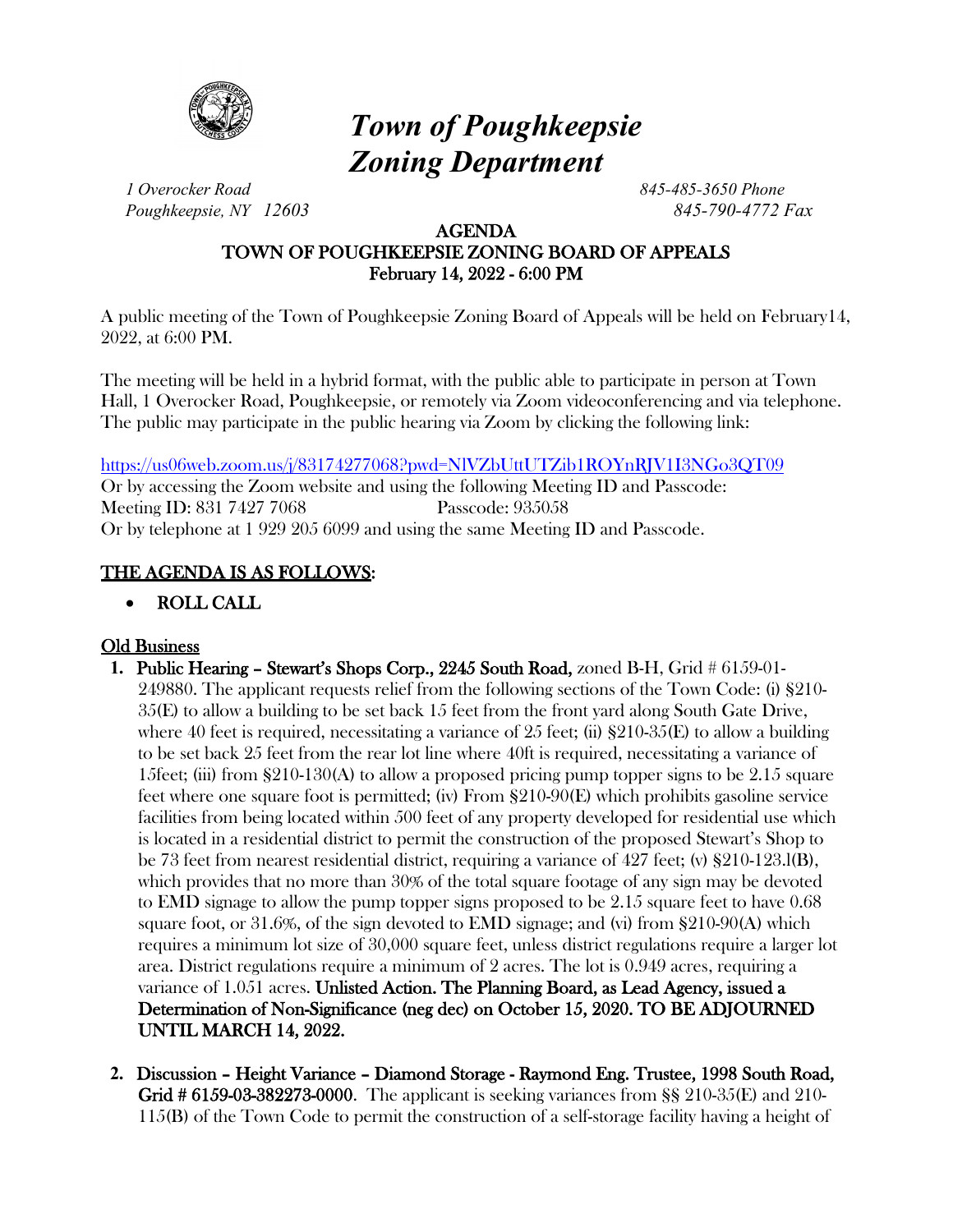# *Town of Poughkeepsie Zoning Department*

*1 Overocker Road*
*Poughkeepsie, NY 12603*

*845-485-3650 Phone*
*845-790-4772 Fax*

**AGENDA**
**TOWN OF POUGHKEEPSIE ZONING BOARD OF APPEALS**
**February 14, 2022 - 6:00 PM**

A public meeting of the Town of Poughkeepsie Zoning Board of Appeals will be held on February14, 2022, at 6:00 PM.

The meeting will be held in a hybrid format, with the public able to participate in person at Town Hall, 1 Overocker Road, Poughkeepsie, or remotely via Zoom videoconferencing and via telephone. The public may participate in the public hearing via Zoom by clicking the following link:

https://us06web.zoom.us/j/83174277068?pwd=NlVZbUttUTZib1ROYnRJV1I3NGo3QT09
Or by accessing the Zoom website and using the following Meeting ID and Passcode:
Meeting ID: 831 7427 7068 Passcode: 935058
Or by telephone at 1 929 205 6099 and using the same Meeting ID and Passcode.

## THE AGENDA IS AS FOLLOWS:

- **ROLL CALL**

## Old Business

1. **Public Hearing – Stewart's Shops Corp., 2245 South Road,** zoned B-H, Grid # 6159-01-249880. The applicant requests relief from the following sections of the Town Code: (i) §210-35(E) to allow a building to be set back 15 feet from the front yard along South Gate Drive, where 40 feet is required, necessitating a variance of 25 feet; (ii) §210-35(E) to allow a building to be set back 25 feet from the rear lot line where 40ft is required, necessitating a variance of 15feet; (iii) from §210-130(A) to allow a proposed pricing pump topper signs to be 2.15 square feet where one square foot is permitted; (iv) From §210-90(E) which prohibits gasoline service facilities from being located within 500 feet of any property developed for residential use which is located in a residential district to permit the construction of the proposed Stewart's Shop to be 73 feet from nearest residential district, requiring a variance of 427 feet; (v) §210-123.l(B), which provides that no more than 30% of the total square footage of any sign may be devoted to EMD signage to allow the pump topper signs proposed to be 2.15 square feet to have 0.68 square foot, or 31.6%, of the sign devoted to EMD signage; and (vi) from §210-90(A) which requires a minimum lot size of 30,000 square feet, unless district regulations require a larger lot area. District regulations require a minimum of 2 acres. The lot is 0.949 acres, requiring a variance of 1.051 acres. **Unlisted Action. The Planning Board, as Lead Agency, issued a Determination of Non-Significance (neg dec) on October 15, 2020. TO BE ADJOURNED UNTIL MARCH 14, 2022.**

2. **Discussion – Height Variance – Diamond Storage - Raymond Eng. Trustee, 1998 South Road, Grid # 6159-03-382273-0000**. The applicant is seeking variances from §§ 210-35(E) and 210-115(B) of the Town Code to permit the construction of a self-storage facility having a height of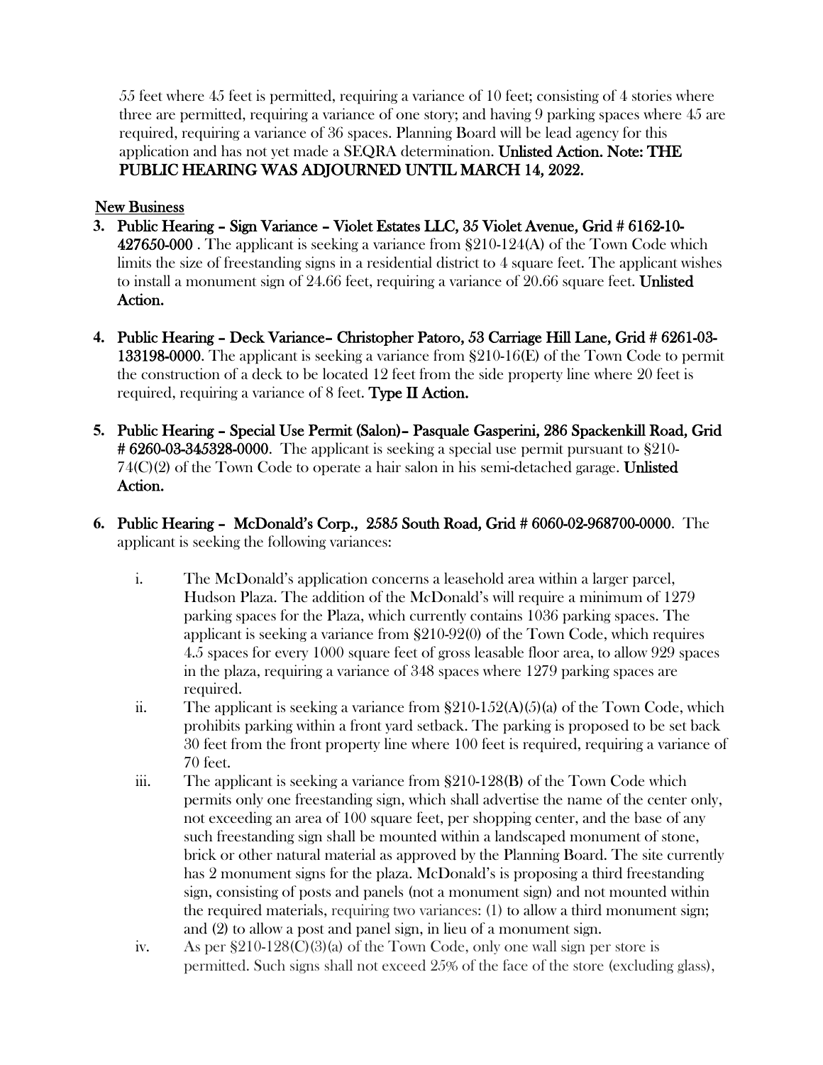55 feet where 45 feet is permitted, requiring a variance of 10 feet; consisting of 4 stories where three are permitted, requiring a variance of one story; and having 9 parking spaces where 45 are required, requiring a variance of 36 spaces. Planning Board will be lead agency for this application and has not yet made a SEQRA determination. **Unlisted Action. Note: THE PUBLIC HEARING WAS ADJOURNED UNTIL MARCH 14, 2022.**

## New Business

3. **Public Hearing – Sign Variance – Violet Estates LLC, 35 Violet Avenue, Grid # 6162-10-427650-000** . The applicant is seeking a variance from §210-124(A) of the Town Code which limits the size of freestanding signs in a residential district to 4 square feet. The applicant wishes to install a monument sign of 24.66 feet, requiring a variance of 20.66 square feet. **Unlisted Action.**

4. **Public Hearing – Deck Variance– Christopher Patoro, 53 Carriage Hill Lane, Grid # 6261-03-133198-0000**. The applicant is seeking a variance from §210-16(E) of the Town Code to permit the construction of a deck to be located 12 feet from the side property line where 20 feet is required, requiring a variance of 8 feet. **Type II Action.**

5. **Public Hearing – Special Use Permit (Salon)– Pasquale Gasperini, 286 Spackenkill Road, Grid # 6260-03-345328-0000**. The applicant is seeking a special use permit pursuant to §210-74(C)(2) of the Town Code to operate a hair salon in his semi-detached garage. **Unlisted Action.**

6. **Public Hearing – McDonald's Corp., 2585 South Road, Grid # 6060-02-968700-0000**. The applicant is seeking the following variances:

   i. The McDonald's application concerns a leasehold area within a larger parcel, Hudson Plaza. The addition of the McDonald's will require a minimum of 1279 parking spaces for the Plaza, which currently contains 1036 parking spaces. The applicant is seeking a variance from §210-92(0) of the Town Code, which requires 4.5 spaces for every 1000 square feet of gross leasable floor area, to allow 929 spaces in the plaza, requiring a variance of 348 spaces where 1279 parking spaces are required.

   ii. The applicant is seeking a variance from §210-152(A)(5)(a) of the Town Code, which prohibits parking within a front yard setback. The parking is proposed to be set back 30 feet from the front property line where 100 feet is required, requiring a variance of 70 feet.

   iii. The applicant is seeking a variance from §210-128(B) of the Town Code which permits only one freestanding sign, which shall advertise the name of the center only, not exceeding an area of 100 square feet, per shopping center, and the base of any such freestanding sign shall be mounted within a landscaped monument of stone, brick or other natural material as approved by the Planning Board. The site currently has 2 monument signs for the plaza. McDonald's is proposing a third freestanding sign, consisting of posts and panels (not a monument sign) and not mounted within the required materials, requiring two variances: (1) to allow a third monument sign; and (2) to allow a post and panel sign, in lieu of a monument sign.

   iv. As per §210-128(C)(3)(a) of the Town Code, only one wall sign per store is permitted. Such signs shall not exceed 25% of the face of the store (excluding glass),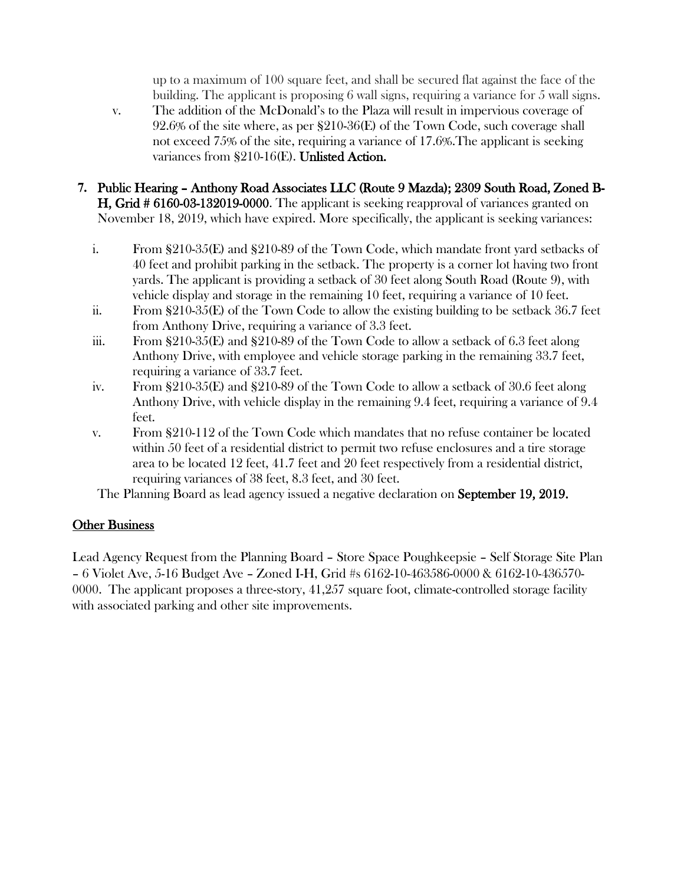up to a maximum of 100 square feet, and shall be secured flat against the face of the building. The applicant is proposing 6 wall signs, requiring a variance for 5 wall signs.

v. The addition of the McDonald's to the Plaza will result in impervious coverage of 92.6% of the site where, as per §210-36(E) of the Town Code, such coverage shall not exceed 75% of the site, requiring a variance of 17.6%.The applicant is seeking variances from §210-16(E). **Unlisted Action.**

7. **Public Hearing – Anthony Road Associates LLC (Route 9 Mazda); 2309 South Road, Zoned B-H, Grid # 6160-03-132019-0000**. The applicant is seeking reapproval of variances granted on November 18, 2019, which have expired. More specifically, the applicant is seeking variances:

   i. From §210-35(E) and §210-89 of the Town Code, which mandate front yard setbacks of 40 feet and prohibit parking in the setback. The property is a corner lot having two front yards. The applicant is providing a setback of 30 feet along South Road (Route 9), with vehicle display and storage in the remaining 10 feet, requiring a variance of 10 feet.

   ii. From §210-35(E) of the Town Code to allow the existing building to be setback 36.7 feet from Anthony Drive, requiring a variance of 3.3 feet.

   iii. From §210-35(E) and §210-89 of the Town Code to allow a setback of 6.3 feet along Anthony Drive, with employee and vehicle storage parking in the remaining 33.7 feet, requiring a variance of 33.7 feet.

   iv. From §210-35(E) and §210-89 of the Town Code to allow a setback of 30.6 feet along Anthony Drive, with vehicle display in the remaining 9.4 feet, requiring a variance of 9.4 feet.

   v. From §210-112 of the Town Code which mandates that no refuse container be located within 50 feet of a residential district to permit two refuse enclosures and a tire storage area to be located 12 feet, 41.7 feet and 20 feet respectively from a residential district, requiring variances of 38 feet, 8.3 feet, and 30 feet.

   The Planning Board as lead agency issued a negative declaration on **September 19, 2019.**

## Other Business

Lead Agency Request from the Planning Board – Store Space Poughkeepsie – Self Storage Site Plan – 6 Violet Ave, 5-16 Budget Ave – Zoned I-H, Grid #s 6162-10-463586-0000 & 6162-10-436570-0000. The applicant proposes a three-story, 41,257 square foot, climate-controlled storage facility with associated parking and other site improvements.